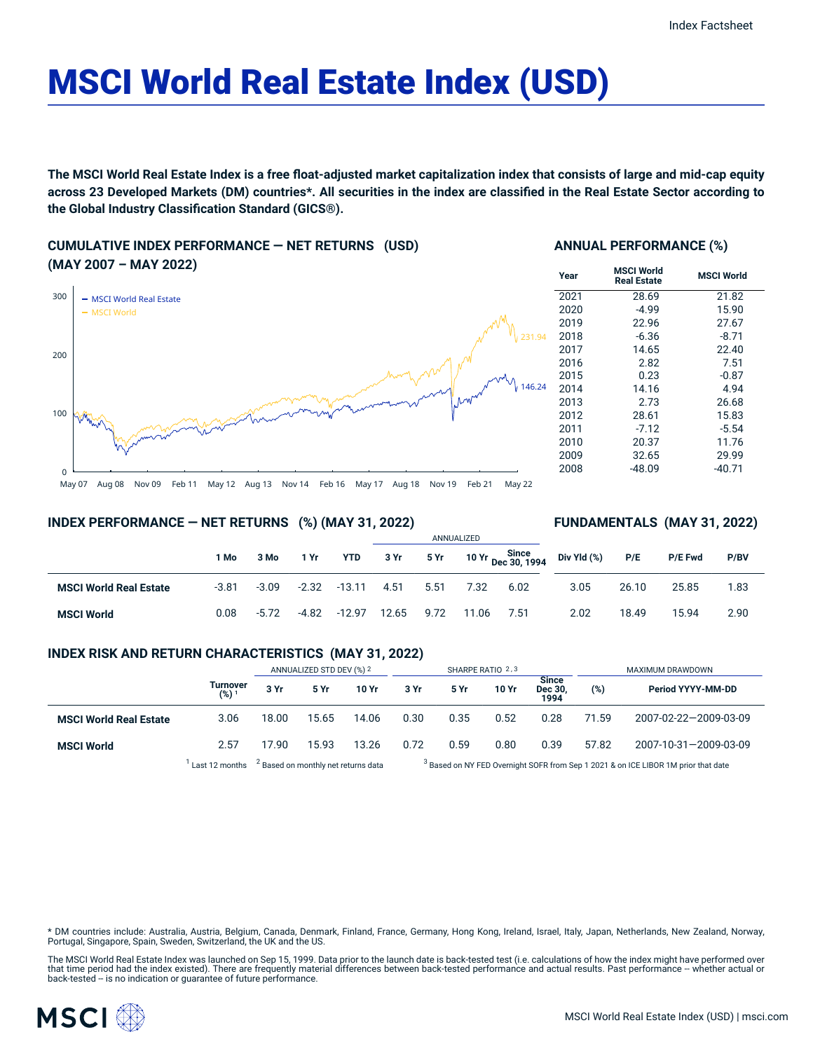# MSCI World Real Estate Index (USD)

**The MSCI World Real Estate Index is a free float-adjusted market capitalization index that consists of large and mid-cap equity across 23 Developed Markets (DM) countries*. All securities in the index are classified in the Real Estate Sector according to the Global Industry Classification Standard (GICS®).**

## CUMULATIVE INDEX PERFORMANCE — NET RETURNS (USD) (MAY 2007 – MAY 2022)

- MSCI World Real Estate: 146.24
- MSCI World: 231.94

## ANNUAL PERFORMANCE (%)

| Year | MSCI World Real Estate | MSCI World |
|---|---|---|
| 2021 | 28.69 | 21.82 |
| 2020 | -4.99 | 15.90 |
| 2019 | 22.96 | 27.67 |
| 2018 | -6.36 | -8.71 |
| 2017 | 14.65 | 22.40 |
| 2016 | 2.82 | 7.51 |
| 2015 | 0.23 | -0.87 |
| 2014 | 14.16 | 4.94 |
| 2013 | 2.73 | 26.68 |
| 2012 | 28.61 | 15.83 |
| 2011 | -7.12 | -5.54 |
| 2010 | 20.37 | 11.76 |
| 2009 | 32.65 | 29.99 |
| 2008 | -48.09 | -40.71 |

## INDEX PERFORMANCE — NET RETURNS (%) (MAY 31, 2022)

## FUNDAMENTALS (MAY 31, 2022)

| | | | | | ANNUALIZED | | | | | | | |
|---|---|---|---|---|---|---|---|---|---|---|---|---|
| | 1 Mo | 3 Mo | 1 Yr | YTD | 3 Yr | 5 Yr | 10 Yr | Since Dec 30, 1994 | Div Yld (%) | P/E | P/E Fwd | P/BV |
| **MSCI World Real Estate** | -3.81 | -3.09 | -2.32 | -13.11 | 4.51 | 5.51 | 7.32 | 6.02 | 3.05 | 26.10 | 25.85 | 1.83 |
| **MSCI World** | 0.08 | -5.72 | -4.82 | -12.97 | 12.65 | 9.72 | 11.06 | 7.51 | 2.02 | 18.49 | 15.94 | 2.90 |

## INDEX RISK AND RETURN CHARACTERISTICS (MAY 31, 2022)

| | | ANNUALIZED STD DEV (%) [2] | | | SHARPE RATIO [2,3] | | | | MAXIMUM DRAWDOWN | |
|---|---|---|---|---|---|---|---|---|---|---|
| | Turnover (%) [1] | 3 Yr | 5 Yr | 10 Yr | 3 Yr | 5 Yr | 10 Yr | Since Dec 30, 1994 | (%) | Period YYYY-MM-DD |
| **MSCI World Real Estate** | 3.06 | 18.00 | 15.65 | 14.06 | 0.30 | 0.35 | 0.52 | 0.28 | 71.59 | 2007-02-22—2009-03-09 |
| **MSCI World** | 2.57 | 17.90 | 15.93 | 13.26 | 0.72 | 0.59 | 0.80 | 0.39 | 57.82 | 2007-10-31—2009-03-09 |

[1] Last 12 months [2] Based on monthly net returns data [3] Based on NY FED Overnight SOFR from Sep 1 2021 & on ICE LIBOR 1M prior that date

* DM countries include: Australia, Austria, Belgium, Canada, Denmark, Finland, France, Germany, Hong Kong, Ireland, Israel, Italy, Japan, Netherlands, New Zealand, Norway, Portugal, Singapore, Spain, Sweden, Switzerland, the UK and the US.

The MSCI World Real Estate Index was launched on Sep 15, 1999. Data prior to the launch date is back-tested test (i.e. calculations of how the index might have performed over that time period had the index existed). There are frequently material differences between back-tested performance and actual results. Past performance -- whether actual or back-tested -- is no indication or guarantee of future performance.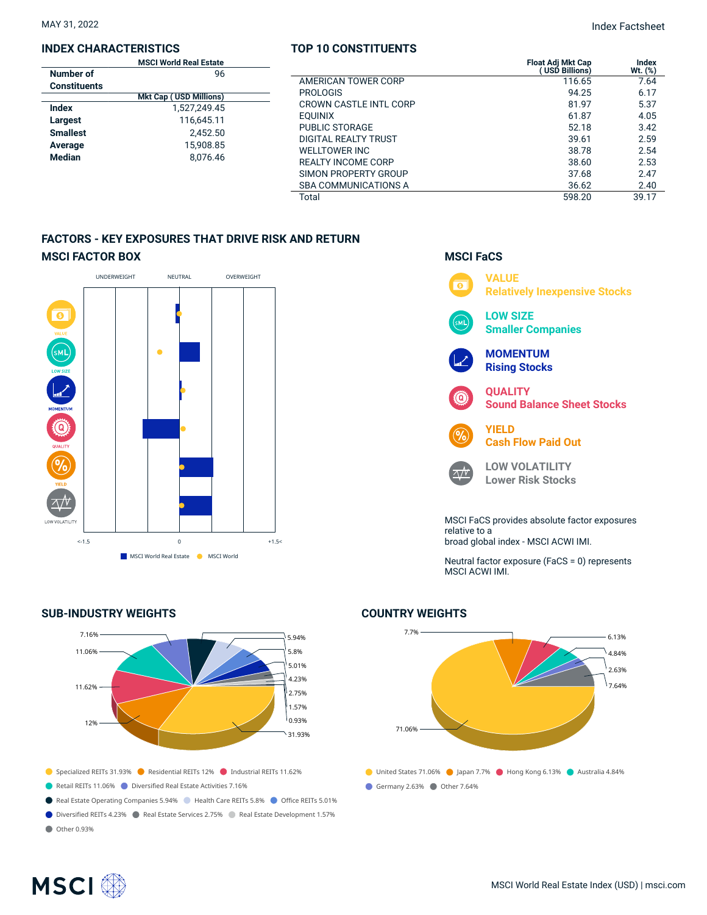MAY 31, 2022

Index Factsheet

## INDEX CHARACTERISTICS

| | MSCI World Real Estate |
|---|---|
| **Number of Constituents** | 96 |
| | **Mkt Cap ( USD Millions)** |
| **Index** | 1,527,249.45 |
| **Largest** | 116,645.11 |
| **Smallest** | 2,452.50 |
| **Average** | 15,908.85 |
| **Median** | 8,076.46 |

## TOP 10 CONSTITUENTS

| | Float Adj Mkt Cap ( USD Billions) | Index Wt. (%) |
|---|---|---|
| AMERICAN TOWER CORP | 116.65 | 7.64 |
| PROLOGIS | 94.25 | 6.17 |
| CROWN CASTLE INTL CORP | 81.97 | 5.37 |
| EQUINIX | 61.87 | 4.05 |
| PUBLIC STORAGE | 52.18 | 3.42 |
| DIGITAL REALTY TRUST | 39.61 | 2.59 |
| WELLTOWER INC | 38.78 | 2.54 |
| REALTY INCOME CORP | 38.60 | 2.53 |
| SIMON PROPERTY GROUP | 37.68 | 2.47 |
| SBA COMMUNICATIONS A | 36.62 | 2.40 |
| Total | 598.20 | 39.17 |

## FACTORS - KEY EXPOSURES THAT DRIVE RISK AND RETURN

### MSCI FACTOR BOX

UNDERWEIGHT — NEUTRAL — OVERWEIGHT

VALUE, LOW SIZE, MOMENTUM, QUALITY, YIELD, LOW VOLATILITY

<-1.5 — 0 — +1.5<

MSCI World Real Estate — MSCI World

### MSCI FaCS

**VALUE** Relatively Inexpensive Stocks

**LOW SIZE** Smaller Companies

**MOMENTUM** Rising Stocks

**QUALITY** Sound Balance Sheet Stocks

**YIELD** Cash Flow Paid Out

**LOW VOLATILITY** Lower Risk Stocks

MSCI FaCS provides absolute factor exposures relative to a broad global index - MSCI ACWI IMI.

Neutral factor exposure (FaCS = 0) represents MSCI ACWI IMI.

## SUB-INDUSTRY WEIGHTS

- Specialized REITs 31.93%
- Residential REITs 12%
- Industrial REITs 11.62%
- Retail REITs 11.06%
- Diversified Real Estate Activities 7.16%
- Real Estate Operating Companies 5.94%
- Health Care REITs 5.8%
- Office REITs 5.01%
- Diversified REITs 4.23%
- Real Estate Services 2.75%
- Real Estate Development 1.57%
- Other 0.93%

## COUNTRY WEIGHTS

- United States 71.06%
- Japan 7.7%
- Hong Kong 6.13%
- Australia 4.84%
- Germany 2.63%
- Other 7.64%

MSCI World Real Estate Index (USD) | msci.com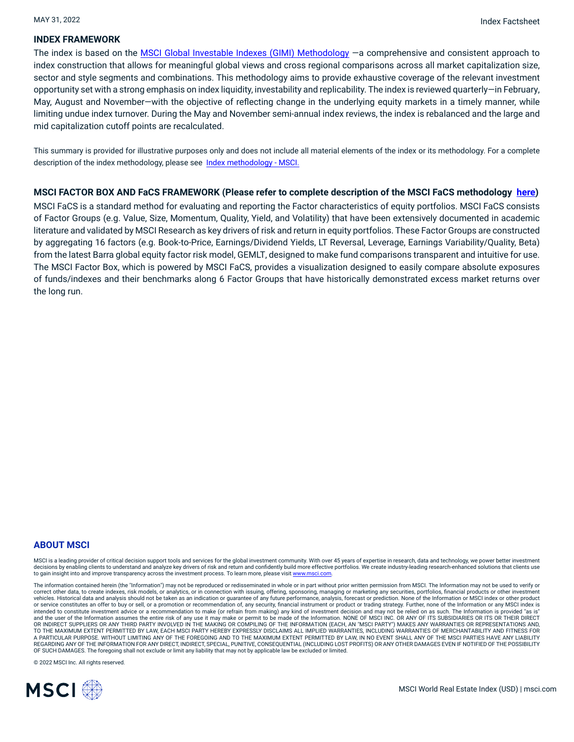## INDEX FRAMEWORK

The index is based on the MSCI Global Investable Indexes (GIMI) Methodology —a comprehensive and consistent approach to index construction that allows for meaningful global views and cross regional comparisons across all market capitalization size, sector and style segments and combinations. This methodology aims to provide exhaustive coverage of the relevant investment opportunity set with a strong emphasis on index liquidity, investability and replicability. The index is reviewed quarterly—in February, May, August and November—with the objective of reflecting change in the underlying equity markets in a timely manner, while limiting undue index turnover. During the May and November semi-annual index reviews, the index is rebalanced and the large and mid capitalization cutoff points are recalculated.

This summary is provided for illustrative purposes only and does not include all material elements of the index or its methodology. For a complete description of the index methodology, please see Index methodology - MSCI.

## MSCI FACTOR BOX AND FaCS FRAMEWORK (Please refer to complete description of the MSCI FaCS methodology here)

MSCI FaCS is a standard method for evaluating and reporting the Factor characteristics of equity portfolios. MSCI FaCS consists of Factor Groups (e.g. Value, Size, Momentum, Quality, Yield, and Volatility) that have been extensively documented in academic literature and validated by MSCI Research as key drivers of risk and return in equity portfolios. These Factor Groups are constructed by aggregating 16 factors (e.g. Book-to-Price, Earnings/Dividend Yields, LT Reversal, Leverage, Earnings Variability/Quality, Beta) from the latest Barra global equity factor risk model, GEMLT, designed to make fund comparisons transparent and intuitive for use. The MSCI Factor Box, which is powered by MSCI FaCS, provides a visualization designed to easily compare absolute exposures of funds/indexes and their benchmarks along 6 Factor Groups that have historically demonstrated excess market returns over the long run.

## ABOUT MSCI

MSCI is a leading provider of critical decision support tools and services for the global investment community. With over 45 years of expertise in research, data and technology, we power better investment decisions by enabling clients to understand and analyze key drivers of risk and return and confidently build more effective portfolios. We create industry-leading research-enhanced solutions that clients use to gain insight into and improve transparency across the investment process. To learn more, please visit www.msci.com.

The information contained herein (the "Information") may not be reproduced or redisseminated in whole or in part without prior written permission from MSCI. The Information may not be used to verify or correct other data, to create indexes, risk models, or analytics, or in connection with issuing, offering, sponsoring, managing or marketing any securities, portfolios, financial products or other investment vehicles. Historical data and analysis should not be taken as an indication or guarantee of any future performance, analysis, forecast or prediction. None of the Information or MSCI index or other product or service constitutes an offer to buy or sell, or a promotion or recommendation of, any security, financial instrument or product or trading strategy. Further, none of the Information or any MSCI index is intended to constitute investment advice or a recommendation to make (or refrain from making) any kind of investment decision and may not be relied on as such. The Information is provided "as is" and the user of the Information assumes the entire risk of any use it may make or permit to be made of the Information. NONE OF MSCI INC. OR ANY OF ITS SUBSIDIARIES OR ITS OR THEIR DIRECT OR INDIRECT SUPPLIERS OR ANY THIRD PARTY INVOLVED IN THE MAKING OR COMPILING OF THE INFORMATION (EACH, AN "MSCI PARTY") MAKES ANY WARRANTIES OR REPRESENTATIONS AND, TO THE MAXIMUM EXTENT PERMITTED BY LAW, EACH MSCI PARTY HEREBY EXPRESSLY DISCLAIMS ALL IMPLIED WARRANTIES, INCLUDING WARRANTIES OF MERCHANTABILITY AND FITNESS FOR A PARTICULAR PURPOSE. WITHOUT LIMITING ANY OF THE FOREGOING AND TO THE MAXIMUM EXTENT PERMITTED BY LAW, IN NO EVENT SHALL ANY OF THE MSCI PARTIES HAVE ANY LIABILITY REGARDING ANY OF THE INFORMATION FOR ANY DIRECT, INDIRECT, SPECIAL, PUNITIVE, CONSEQUENTIAL (INCLUDING LOST PROFITS) OR ANY OTHER DAMAGES EVEN IF NOTIFIED OF THE POSSIBILITY OF SUCH DAMAGES. The foregoing shall not exclude or limit any liability that may not by applicable law be excluded or limited.

© 2022 MSCI Inc. All rights reserved.